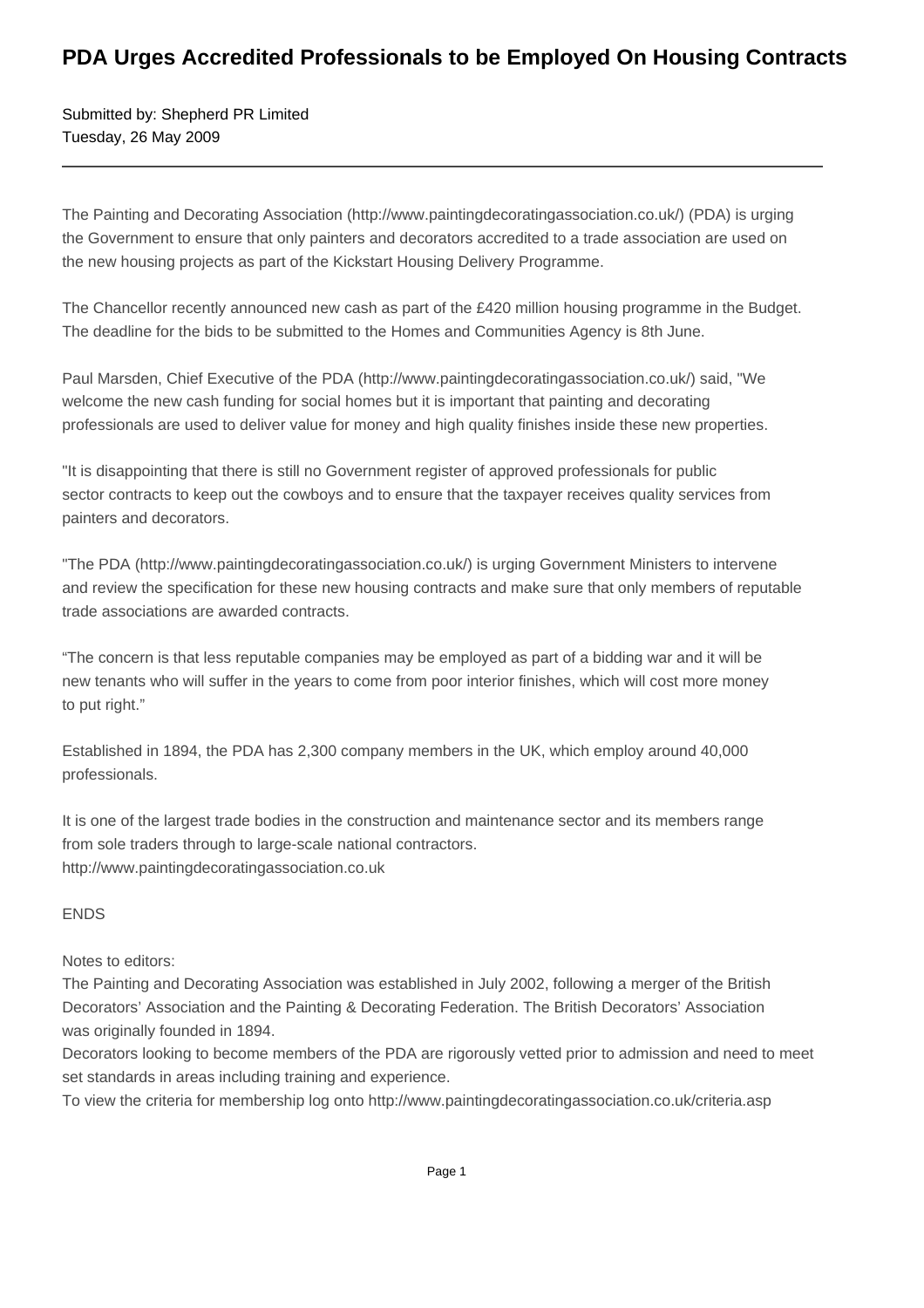# PDA Urges Accredited Professionals to be Employed On Housing Contracts

Submitted by: Shepherd PR Limited
Tuesday, 26 May 2009

---

The Painting and Decorating Association (http://www.paintingdecoratingassociation.co.uk/) (PDA) is urging the Government to ensure that only painters and decorators accredited to a trade association are used on the new housing projects as part of the Kickstart Housing Delivery Programme.

The Chancellor recently announced new cash as part of the £420 million housing programme in the Budget. The deadline for the bids to be submitted to the Homes and Communities Agency is 8th June.

Paul Marsden, Chief Executive of the PDA (http://www.paintingdecoratingassociation.co.uk/) said, "We welcome the new cash funding for social homes but it is important that painting and decorating professionals are used to deliver value for money and high quality finishes inside these new properties.

"It is disappointing that there is still no Government register of approved professionals for public sector contracts to keep out the cowboys and to ensure that the taxpayer receives quality services from painters and decorators.

"The PDA (http://www.paintingdecoratingassociation.co.uk/) is urging Government Ministers to intervene and review the specification for these new housing contracts and make sure that only members of reputable trade associations are awarded contracts.

“The concern is that less reputable companies may be employed as part of a bidding war and it will be new tenants who will suffer in the years to come from poor interior finishes, which will cost more money to put right.”

Established in 1894, the PDA has 2,300 company members in the UK, which employ around 40,000 professionals.

It is one of the largest trade bodies in the construction and maintenance sector and its members range from sole traders through to large-scale national contractors.
http://www.paintingdecoratingassociation.co.uk

ENDS

Notes to editors:
The Painting and Decorating Association was established in July 2002, following a merger of the British Decorators’ Association and the Painting & Decorating Federation. The British Decorators’ Association was originally founded in 1894.
Decorators looking to become members of the PDA are rigorously vetted prior to admission and need to meet set standards in areas including training and experience.
To view the criteria for membership log onto http://www.paintingdecoratingassociation.co.uk/criteria.asp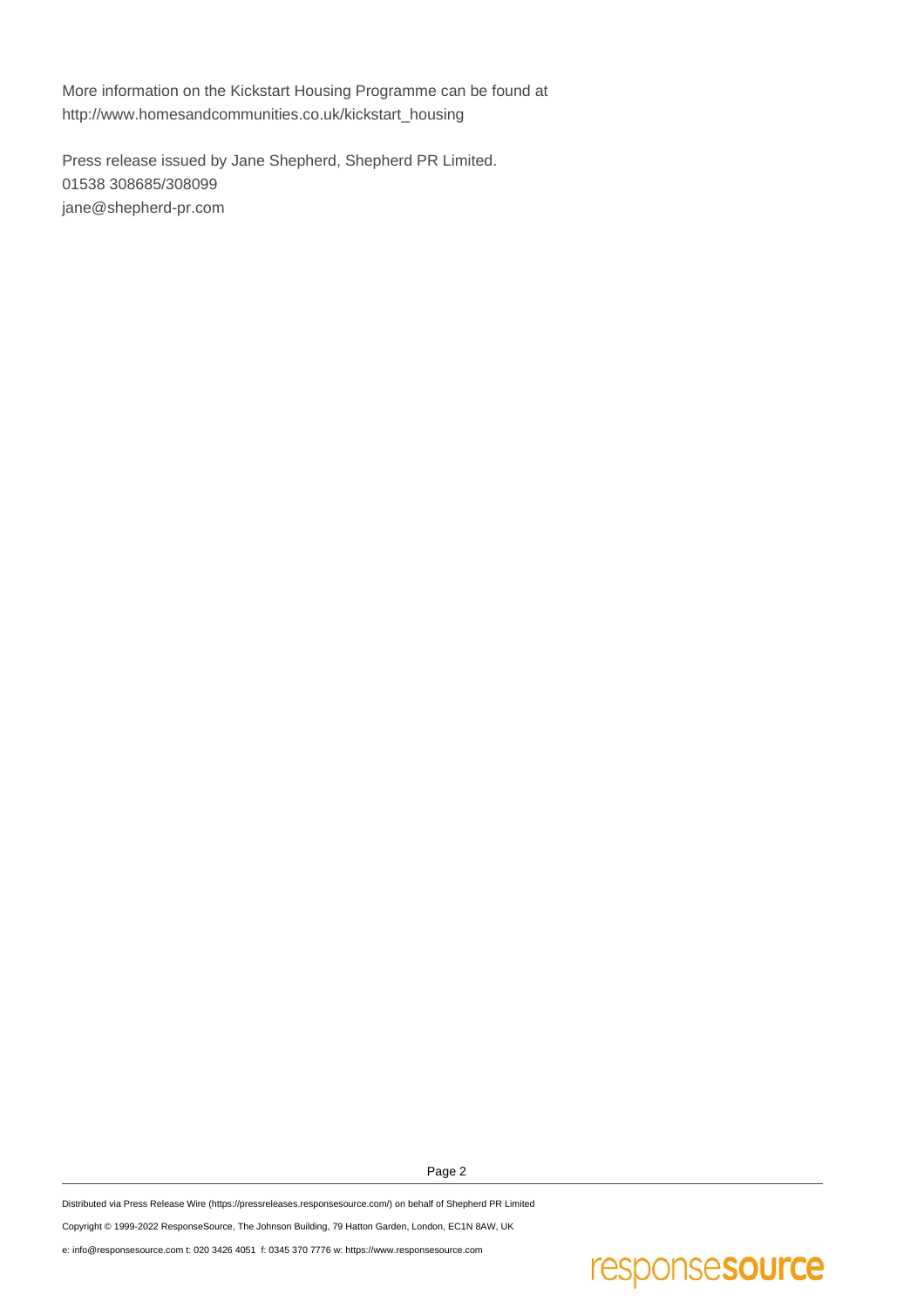More information on the Kickstart Housing Programme can be found at http://www.homesandcommunities.co.uk/kickstart_housing

Press release issued by Jane Shepherd, Shepherd PR Limited.
01538 308685/308099
jane@shepherd-pr.com